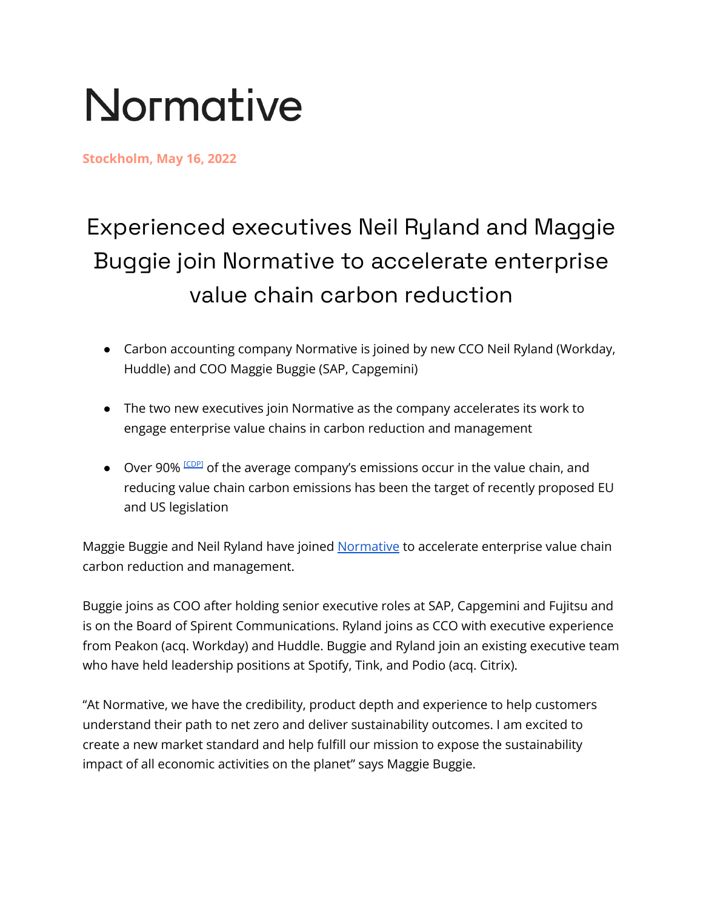# Normative

**Stockholm, May 16, 2022**

## Experienced executives Neil Ryland and Maggie Buggie join Normative to accelerate enterprise value chain carbon reduction

- Carbon accounting company Normative is joined by new CCO Neil Ryland (Workday, Huddle) and COO Maggie Buggie (SAP, Capgemini)
- The two new executives join Normative as the company accelerates its work to engage enterprise value chains in carbon reduction and management
- Over 90% [CDP] of the average company's emissions occur in the value chain, and reducing value chain carbon emissions has been the target of recently proposed EU and US legislation

Maggie Buggie and Neil Ryland have joined Normative to accelerate enterprise value chain carbon reduction and management.

Buggie joins as COO after holding senior executive roles at SAP, Capgemini and Fujitsu and is on the Board of Spirent Communications. Ryland joins as CCO with executive experience from Peakon (acq. Workday) and Huddle. Buggie and Ryland join an existing executive team who have held leadership positions at Spotify, Tink, and Podio (acq. Citrix).

"At Normative, we have the credibility, product depth and experience to help customers understand their path to net zero and deliver sustainability outcomes. I am excited to create a new market standard and help fulfill our mission to expose the sustainability impact of all economic activities on the planet" says Maggie Buggie.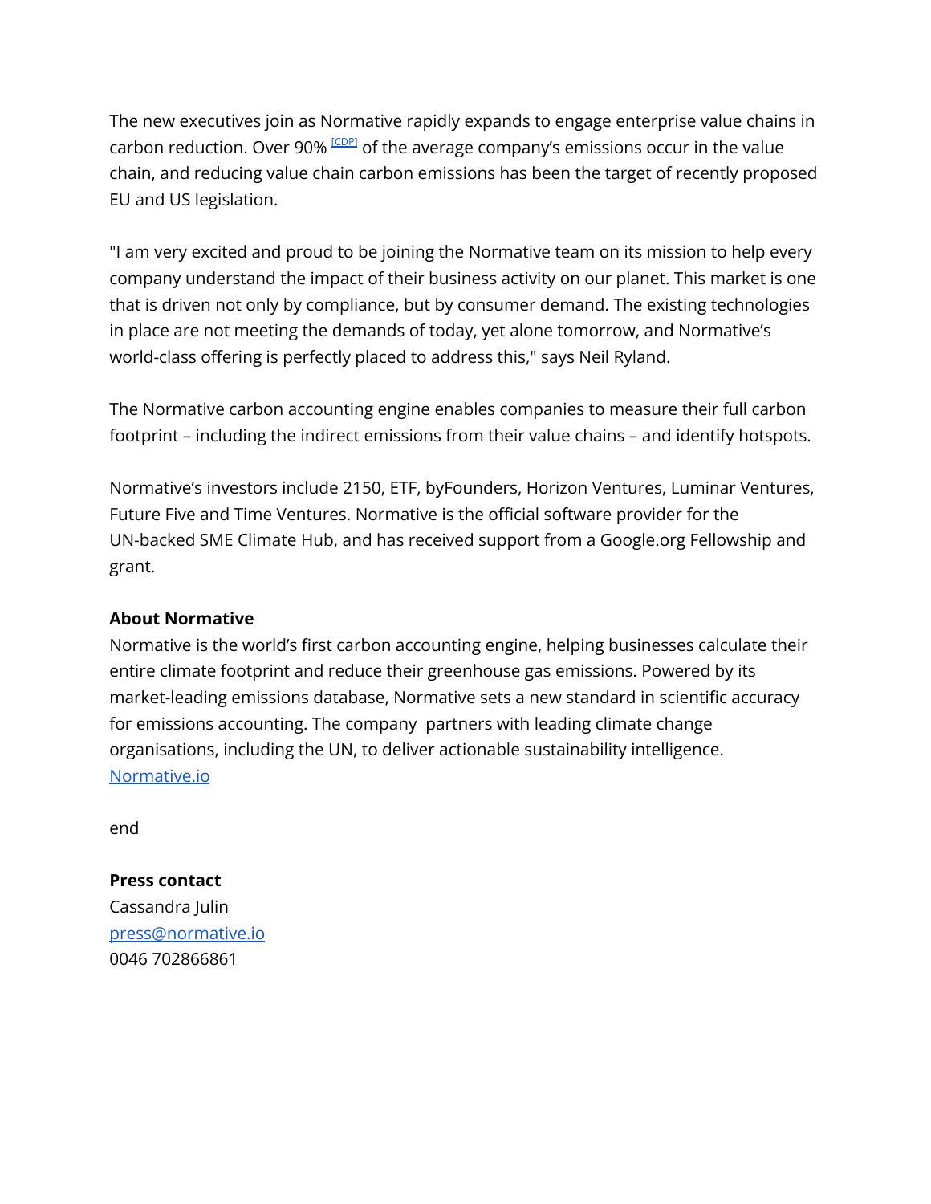The new executives join as Normative rapidly expands to engage enterprise value chains in carbon reduction. Over 90% [CDP] of the average company's emissions occur in the value chain, and reducing value chain carbon emissions has been the target of recently proposed EU and US legislation.

"I am very excited and proud to be joining the Normative team on its mission to help every company understand the impact of their business activity on our planet. This market is one that is driven not only by compliance, but by consumer demand. The existing technologies in place are not meeting the demands of today, yet alone tomorrow, and Normative's world-class offering is perfectly placed to address this," says Neil Ryland.

The Normative carbon accounting engine enables companies to measure their full carbon footprint – including the indirect emissions from their value chains – and identify hotspots.

Normative's investors include 2150, ETF, byFounders, Horizon Ventures, Luminar Ventures, Future Five and Time Ventures. Normative is the official software provider for the UN-backed SME Climate Hub, and has received support from a Google.org Fellowship and grant.

**About Normative**

Normative is the world's first carbon accounting engine, helping businesses calculate their entire climate footprint and reduce their greenhouse gas emissions. Powered by its market-leading emissions database, Normative sets a new standard in scientific accuracy for emissions accounting. The company partners with leading climate change organisations, including the UN, to deliver actionable sustainability intelligence.
[Normative.io](https://normative.io)

end

**Press contact**

Cassandra Julin
[press@normative.io](mailto:press@normative.io)
0046 702866861